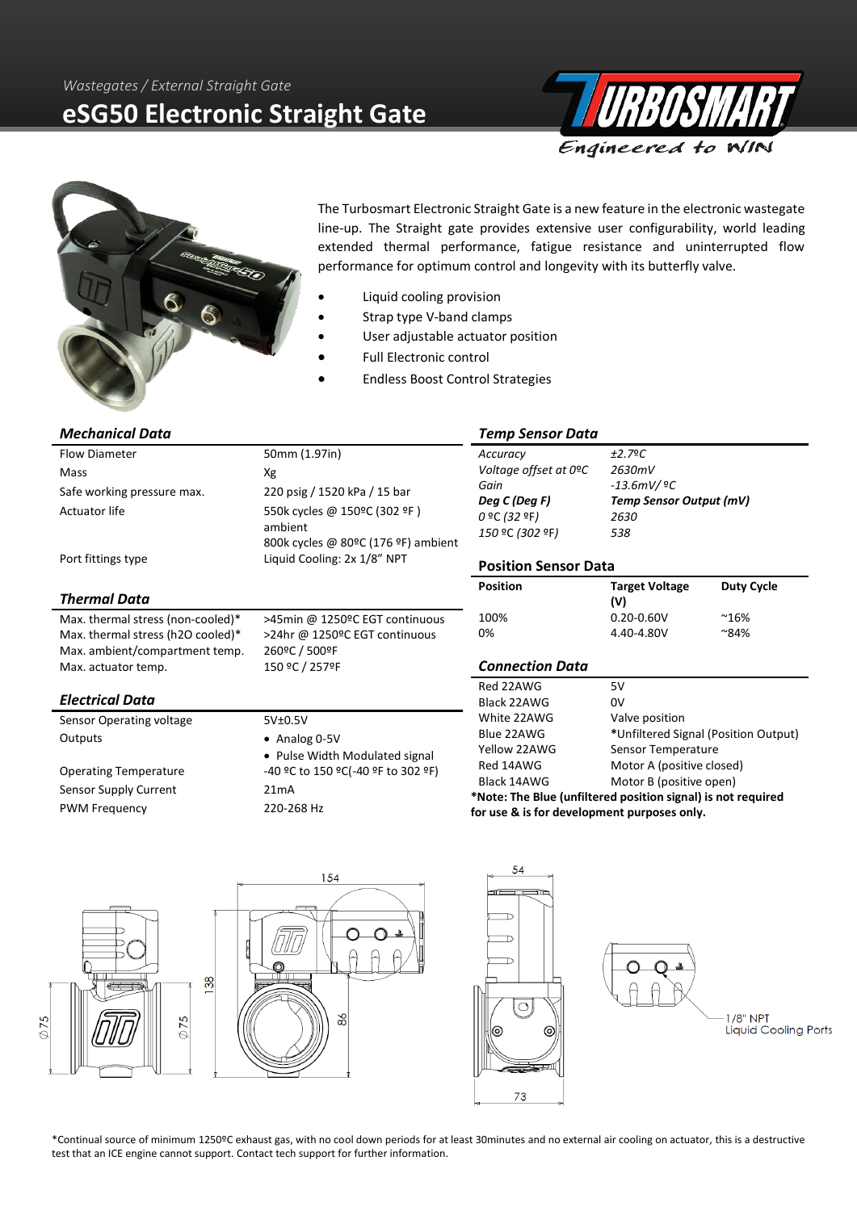*Wastegates / External Straight Gate*

# eSG50 Electronic Straight Gate

The Turbosmart Electronic Straight Gate is a new feature in the electronic wastegate line-up. The Straight gate provides extensive user configurability, world leading extended thermal performance, fatigue resistance and uninterrupted flow performance for optimum control and longevity with its butterfly valve.

- Liquid cooling provision
- Strap type V-band clamps
- User adjustable actuator position
- Full Electronic control
- Endless Boost Control Strategies

### *Mechanical Data*

| | |
|---|---|
| Flow Diameter | 50mm (1.97in) |
| Mass | Xg |
| Safe working pressure max. | 220 psig / 1520 kPa / 15 bar |
| Actuator life | 550k cycles @ 150ºC (302 ºF ) ambient<br>800k cycles @ 80ºC (176 ºF) ambient |
| Port fittings type | Liquid Cooling: 2x 1/8" NPT |

### *Thermal Data*

| | |
|---|---|
| Max. thermal stress (non-cooled)* | >45min @ 1250ºC EGT continuous |
| Max. thermal stress (h2O cooled)* | >24hr @ 1250ºC EGT continuous |
| Max. ambient/compartment temp. | 260ºC / 500ºF |
| Max. actuator temp. | 150 ºC / 257ºF |

### *Electrical Data*

| | |
|---|---|
| Sensor Operating voltage | 5V±0.5V |
| Outputs | • Analog 0-5V<br>• Pulse Width Modulated signal |
| Operating Temperature | -40 ºC to 150 ºC(-40 ºF to 302 ºF) |
| Sensor Supply Current | 21mA |
| PWM Frequency | 220-268 Hz |

### *Temp Sensor Data*

| | |
|---|---|
| *Accuracy* | *±2.7ºC* |
| *Voltage offset at 0ºC* | *2630mV* |
| *Gain* | *-13.6mV/ ºC* |
| ***Deg C (Deg F)*** | ***Temp Sensor Output (mV)*** |
| *0 ºC (32 ºF)* | *2630* |
| *150 ºC (302 ºF)* | *538* |

### Position Sensor Data

| Position | Target Voltage (V) | Duty Cycle |
|---|---|---|
| 100% | 0.20-0.60V | ~16% |
| 0% | 4.40-4.80V | ~84% |

### *Connection Data*

| | |
|---|---|
| Red 22AWG | 5V |
| Black 22AWG | 0V |
| White 22AWG | Valve position |
| Blue 22AWG | *Unfiltered Signal (Position Output) |
| Yellow 22AWG | Sensor Temperature |
| Red 14AWG | Motor A (positive closed) |
| Black 14AWG | Motor B (positive open) |

**\*Note: The Blue (unfiltered position signal) is not required for use & is for development purposes only.**

154 | 138 | Ø75 | Ø75 | 86 | 54 | 73

1/8" NPT Liquid Cooling Ports

*Continual source of minimum 1250ºC exhaust gas, with no cool down periods for at least 30minutes and no external air cooling on actuator, this is a destructive test that an ICE engine cannot support. Contact tech support for further information.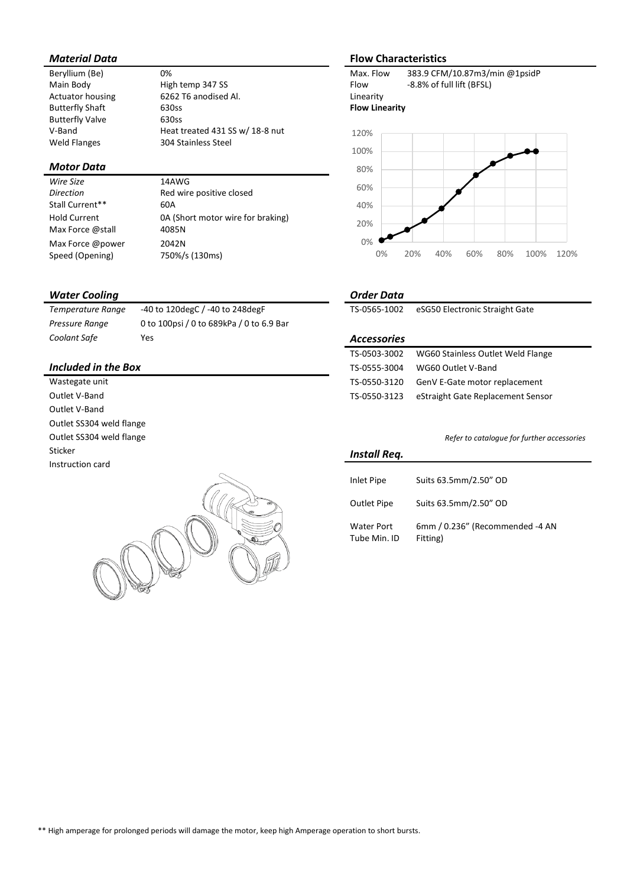### *Material Data*

| | |
|---|---|
| Beryllium (Be) | 0% |
| Main Body | High temp 347 SS |
| Actuator housing | 6262 T6 anodised Al. |
| Butterfly Shaft | 630ss |
| Butterfly Valve | 630ss |
| V-Band | Heat treated 431 SS w/ 18-8 nut |
| Weld Flanges | 304 Stainless Steel |

### *Motor Data*

| | |
|---|---|
| *Wire Size* | 14AWG |
| *Direction* | Red wire positive closed |
| Stall Current** | 60A |
| Hold Current | 0A (Short motor wire for braking) |
| Max Force @stall | 4085N |
| Max Force @power | 2042N |
| Speed (Opening) | 750%/s (130ms) |

### *Water Cooling*

| | |
|---|---|
| *Temperature Range* | -40 to 120degC / -40 to 248degF |
| *Pressure Range* | 0 to 100psi / 0 to 689kPa / 0 to 6.9 Bar |
| *Coolant Safe* | Yes |

### *Included in the Box*

Wastegate unit
Outlet V-Band
Outlet V-Band
Outlet SS304 weld flange
Outlet SS304 weld flange
Sticker
Instruction card

### Flow Characteristics

| | |
|---|---|
| Max. Flow | 383.9 CFM/10.87m3/min @1psidP |
| Flow Linearity | -8.8% of full lift (BFSL) |

**Flow Linearity**

120%
100%
80%
60%
40%
20%
0%
0% 20% 40% 60% 80% 100% 120%

### *Order Data*

| | |
|---|---|
| TS-0565-1002 | eSG50 Electronic Straight Gate |

### *Accessories*

| | |
|---|---|
| TS-0503-3002 | WG60 Stainless Outlet Weld Flange |
| TS-0555-3004 | WG60 Outlet V-Band |
| TS-0550-3120 | GenV E-Gate motor replacement |
| TS-0550-3123 | eStraight Gate Replacement Sensor |

*Refer to catalogue for further accessories*

### *Install Req.*

| | |
|---|---|
| Inlet Pipe | Suits 63.5mm/2.50" OD |
| Outlet Pipe | Suits 63.5mm/2.50" OD |
| Water Port Tube Min. ID | 6mm / 0.236" (Recommended -4 AN Fitting) |

** High amperage for prolonged periods will damage the motor, keep high Amperage operation to short bursts.